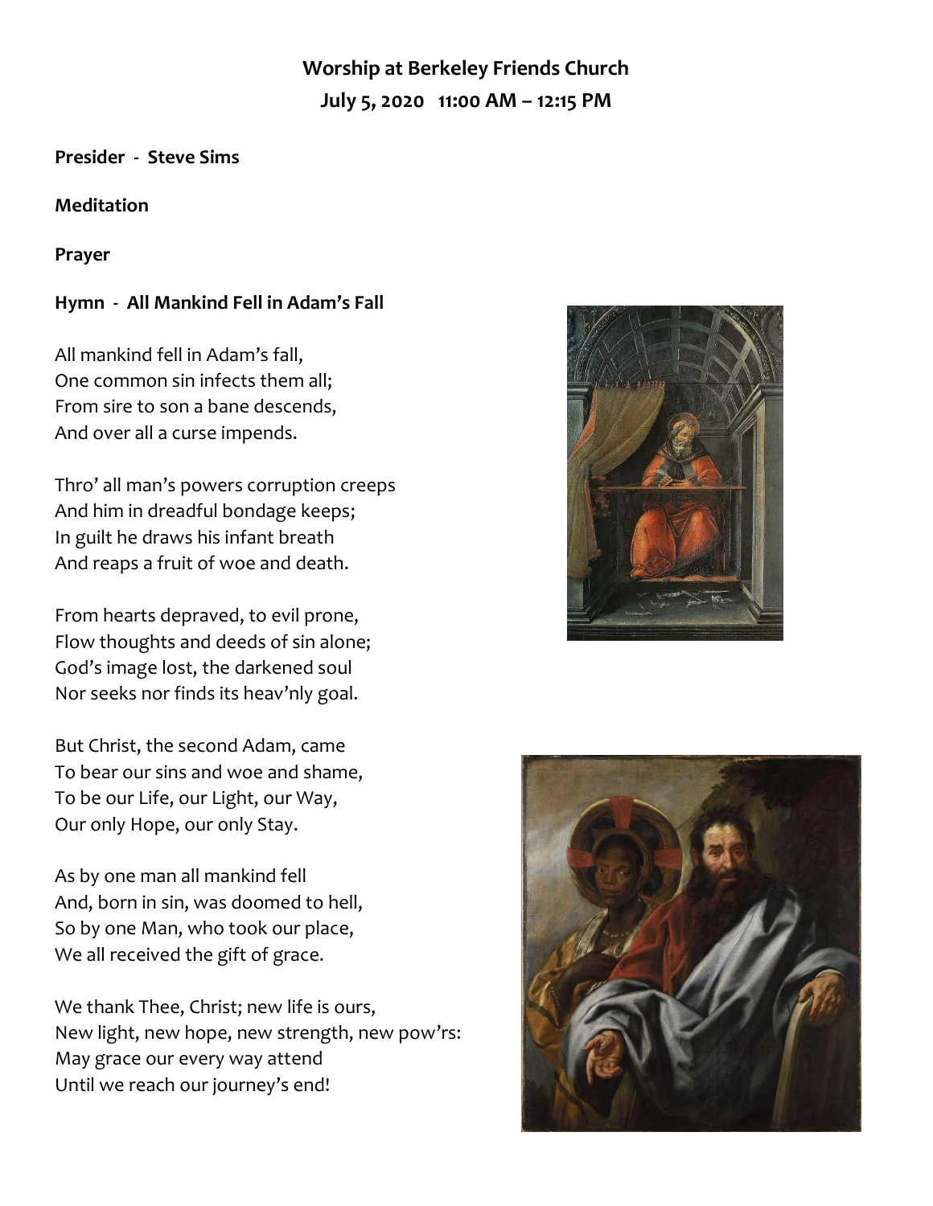**Worship at Berkeley Friends Church**
**July 5, 2020 11:00 AM – 12:15 PM**

**Presider - Steve Sims**

**Meditation**

**Prayer**

**Hymn - All Mankind Fell in Adam's Fall**

All mankind fell in Adam's fall,
One common sin infects them all;
From sire to son a bane descends,
And over all a curse impends.

Thro' all man's powers corruption creeps
And him in dreadful bondage keeps;
In guilt he draws his infant breath
And reaps a fruit of woe and death.

From hearts depraved, to evil prone,
Flow thoughts and deeds of sin alone;
God's image lost, the darkened soul
Nor seeks nor finds its heav'nly goal.

But Christ, the second Adam, came
To bear our sins and woe and shame,
To be our Life, our Light, our Way,
Our only Hope, our only Stay.

As by one man all mankind fell
And, born in sin, was doomed to hell,
So by one Man, who took our place,
We all received the gift of grace.

We thank Thee, Christ; new life is ours,
New light, new hope, new strength, new pow'rs:
May grace our every way attend
Until we reach our journey's end!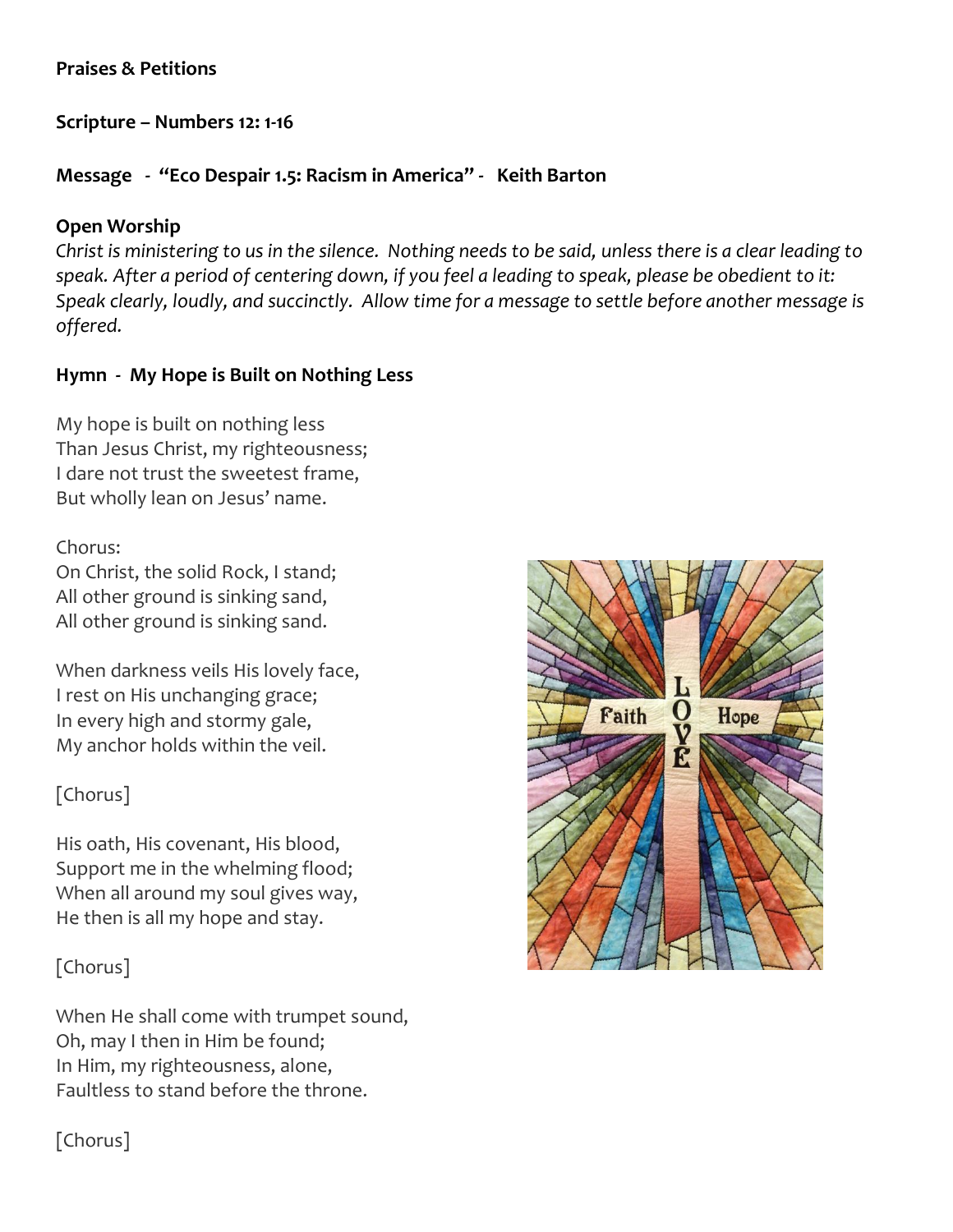**Praises & Petitions**

**Scripture – Numbers 12: 1-16**

**Message - "Eco Despair 1.5: Racism in America" - Keith Barton**

**Open Worship**

*Christ is ministering to us in the silence. Nothing needs to be said, unless there is a clear leading to speak. After a period of centering down, if you feel a leading to speak, please be obedient to it: Speak clearly, loudly, and succinctly. Allow time for a message to settle before another message is offered.*

**Hymn - My Hope is Built on Nothing Less**

My hope is built on nothing less  
Than Jesus Christ, my righteousness;  
I dare not trust the sweetest frame,  
But wholly lean on Jesus' name.

Chorus:  
On Christ, the solid Rock, I stand;  
All other ground is sinking sand,  
All other ground is sinking sand.

When darkness veils His lovely face,  
I rest on His unchanging grace;  
In every high and stormy gale,  
My anchor holds within the veil.

[Chorus]

His oath, His covenant, His blood,  
Support me in the whelming flood;  
When all around my soul gives way,  
He then is all my hope and stay.

[Chorus]

When He shall come with trumpet sound,  
Oh, may I then in Him be found;  
In Him, my righteousness, alone,  
Faultless to stand before the throne.

[Chorus]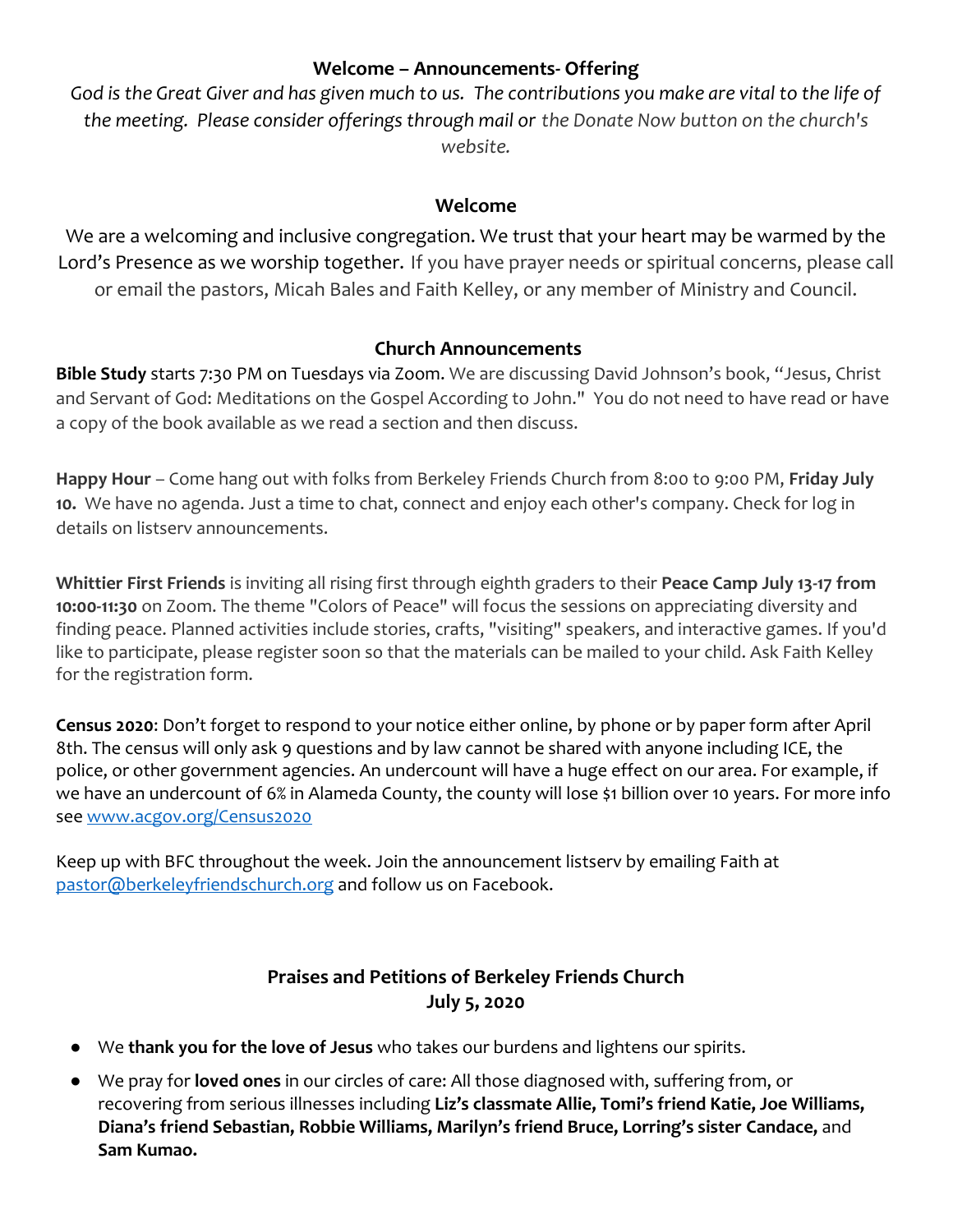### Welcome – Announcements- Offering

*God is the Great Giver and has given much to us. The contributions you make are vital to the life of the meeting. Please consider offerings through mail or the Donate Now button on the church's website.*

### Welcome

We are a welcoming and inclusive congregation. We trust that your heart may be warmed by the Lord's Presence as we worship together. If you have prayer needs or spiritual concerns, please call or email the pastors, Micah Bales and Faith Kelley, or any member of Ministry and Council.

### Church Announcements

**Bible Study** starts 7:30 PM on Tuesdays via Zoom. We are discussing David Johnson's book, "Jesus, Christ and Servant of God: Meditations on the Gospel According to John." You do not need to have read or have a copy of the book available as we read a section and then discuss.

**Happy Hour** – Come hang out with folks from Berkeley Friends Church from 8:00 to 9:00 PM, **Friday July 10.** We have no agenda. Just a time to chat, connect and enjoy each other's company. Check for log in details on listserv announcements.

**Whittier First Friends** is inviting all rising first through eighth graders to their **Peace Camp July 13-17 from 10:00-11:30** on Zoom. The theme "Colors of Peace" will focus the sessions on appreciating diversity and finding peace. Planned activities include stories, crafts, "visiting" speakers, and interactive games. If you'd like to participate, please register soon so that the materials can be mailed to your child. Ask Faith Kelley for the registration form.

**Census 2020**: Don't forget to respond to your notice either online, by phone or by paper form after April 8th. The census will only ask 9 questions and by law cannot be shared with anyone including ICE, the police, or other government agencies. An undercount will have a huge effect on our area. For example, if we have an undercount of 6% in Alameda County, the county will lose $1 billion over 10 years. For more info see www.acgov.org/Census2020

Keep up with BFC throughout the week. Join the announcement listserv by emailing Faith at pastor@berkeleyfriendschurch.org and follow us on Facebook.

### Praises and Petitions of Berkeley Friends Church
### July 5, 2020

- We **thank you for the love of Jesus** who takes our burdens and lightens our spirits.
- We pray for **loved ones** in our circles of care: All those diagnosed with, suffering from, or recovering from serious illnesses including **Liz's classmate Allie, Tomi's friend Katie, Joe Williams, Diana's friend Sebastian, Robbie Williams, Marilyn's friend Bruce, Lorring's sister Candace,** and **Sam Kumao.**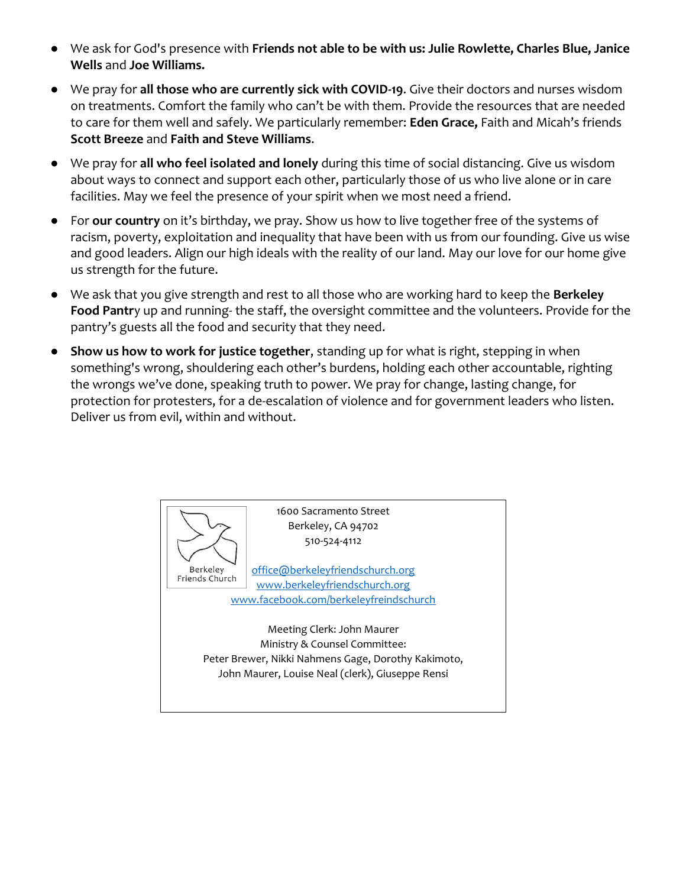- We ask for God's presence with **Friends not able to be with us: Julie Rowlette, Charles Blue, Janice Wells** and **Joe Williams.**
- We pray for **all those who are currently sick with COVID-19**. Give their doctors and nurses wisdom on treatments. Comfort the family who can't be with them. Provide the resources that are needed to care for them well and safely. We particularly remember: **Eden Grace,** Faith and Micah's friends **Scott Breeze** and **Faith and Steve Williams**.
- We pray for **all who feel isolated and lonely** during this time of social distancing. Give us wisdom about ways to connect and support each other, particularly those of us who live alone or in care facilities. May we feel the presence of your spirit when we most need a friend.
- For **our country** on it's birthday, we pray. Show us how to live together free of the systems of racism, poverty, exploitation and inequality that have been with us from our founding. Give us wise and good leaders. Align our high ideals with the reality of our land. May our love for our home give us strength for the future.
- We ask that you give strength and rest to all those who are working hard to keep the **Berkeley Food Pantr**y up and running- the staff, the oversight committee and the volunteers. Provide for the pantry's guests all the food and security that they need.
- **Show us how to work for justice together**, standing up for what is right, stepping in when something's wrong, shouldering each other's burdens, holding each other accountable, righting the wrongs we've done, speaking truth to power. We pray for change, lasting change, for protection for protesters, for a de-escalation of violence and for government leaders who listen. Deliver us from evil, within and without.

Berkeley Friends Church

1600 Sacramento Street
Berkeley, CA 94702
510-524-4112

office@berkeleyfriendschurch.org
www.berkeleyfriendschurch.org
www.facebook.com/berkeleyfreindschurch

Meeting Clerk: John Maurer
Ministry & Counsel Committee:
Peter Brewer, Nikki Nahmens Gage, Dorothy Kakimoto,
John Maurer, Louise Neal (clerk), Giuseppe Rensi